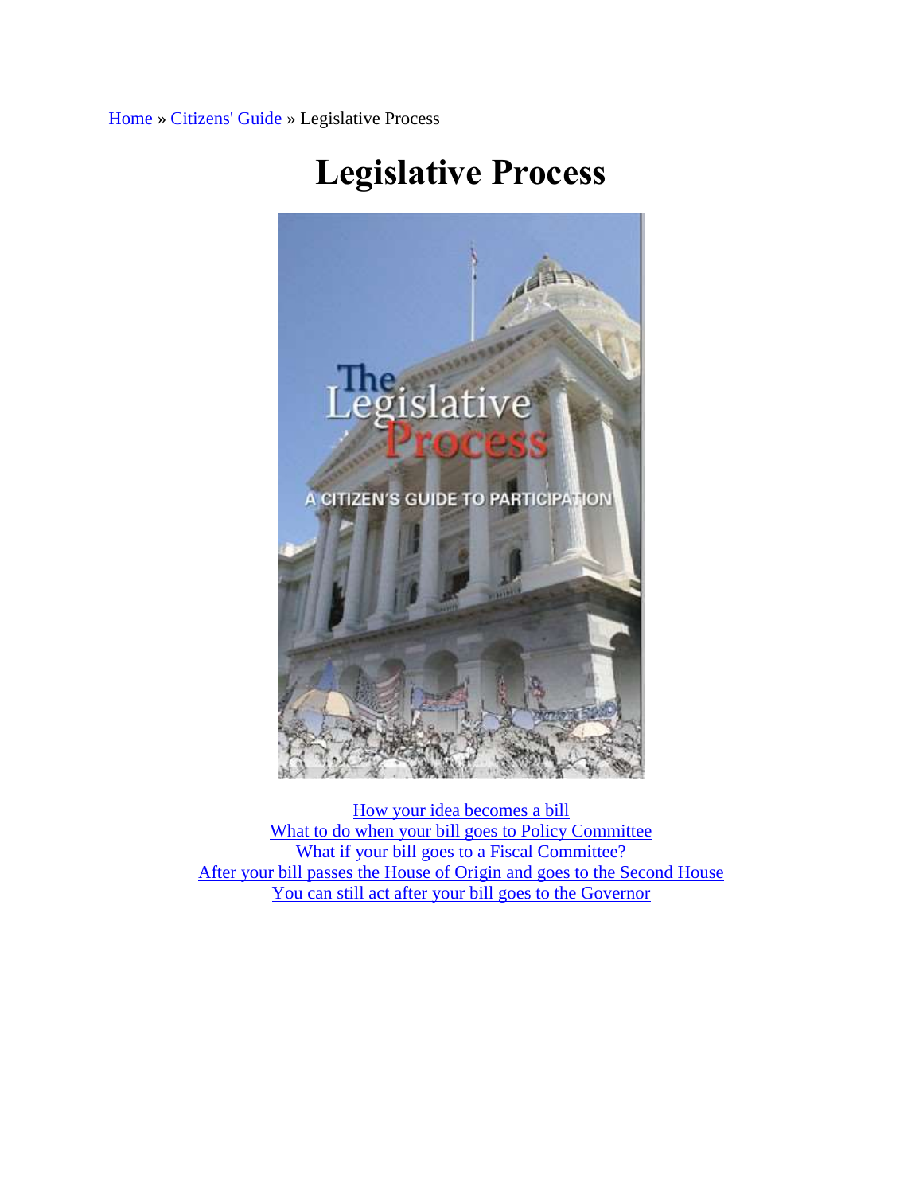Home » Citizens' Guide » Legislative Process

# Legislative Process

How your idea becomes a bill
What to do when your bill goes to Policy Committee
What if your bill goes to a Fiscal Committee?
After your bill passes the House of Origin and goes to the Second House
You can still act after your bill goes to the Governor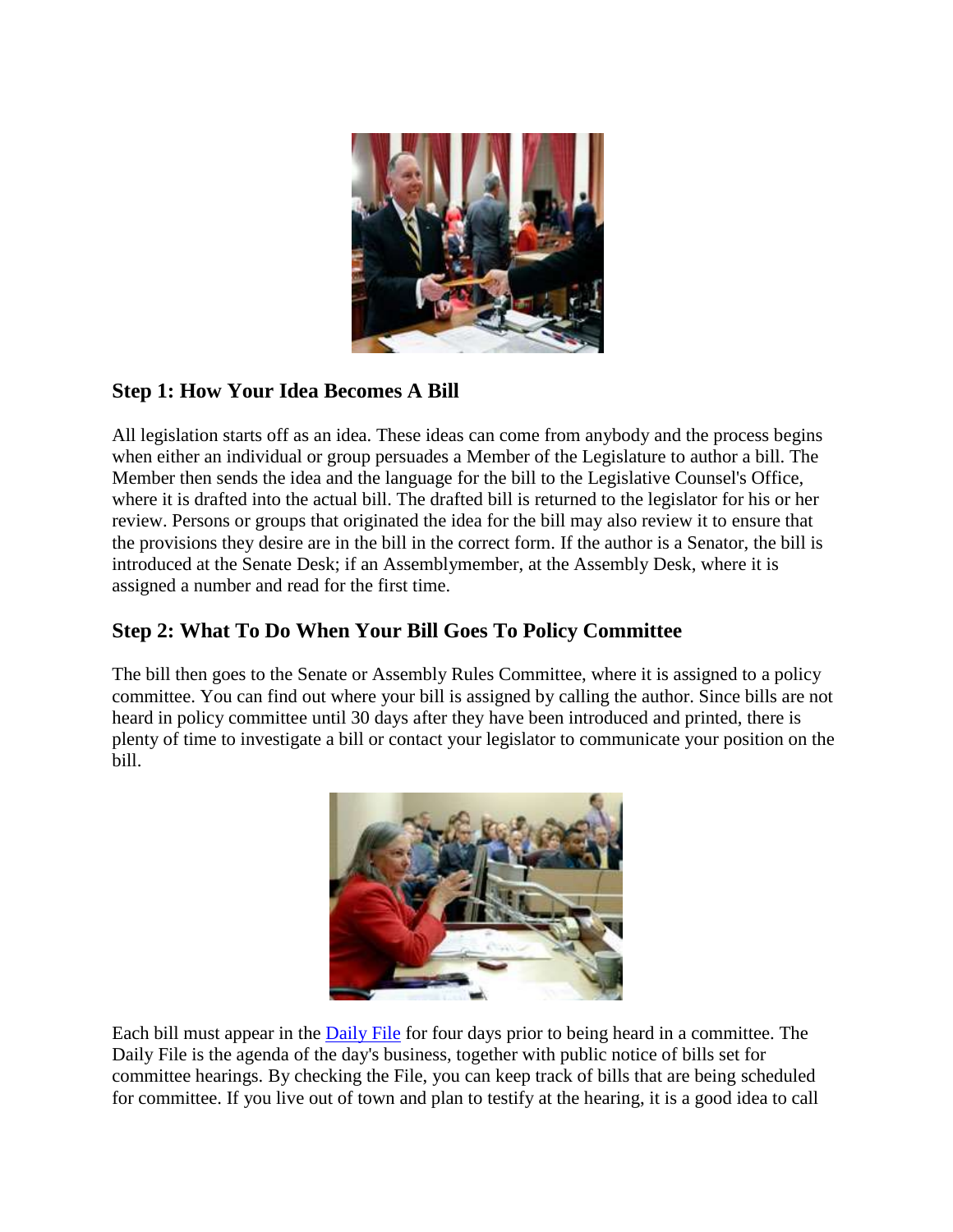### Step 1: How Your Idea Becomes A Bill

All legislation starts off as an idea. These ideas can come from anybody and the process begins when either an individual or group persuades a Member of the Legislature to author a bill. The Member then sends the idea and the language for the bill to the Legislative Counsel's Office, where it is drafted into the actual bill. The drafted bill is returned to the legislator for his or her review. Persons or groups that originated the idea for the bill may also review it to ensure that the provisions they desire are in the bill in the correct form. If the author is a Senator, the bill is introduced at the Senate Desk; if an Assemblymember, at the Assembly Desk, where it is assigned a number and read for the first time.

### Step 2: What To Do When Your Bill Goes To Policy Committee

The bill then goes to the Senate or Assembly Rules Committee, where it is assigned to a policy committee. You can find out where your bill is assigned by calling the author. Since bills are not heard in policy committee until 30 days after they have been introduced and printed, there is plenty of time to investigate a bill or contact your legislator to communicate your position on the bill.

Each bill must appear in the [Daily File] for four days prior to being heard in a committee. The Daily File is the agenda of the day's business, together with public notice of bills set for committee hearings. By checking the File, you can keep track of bills that are being scheduled for committee. If you live out of town and plan to testify at the hearing, it is a good idea to call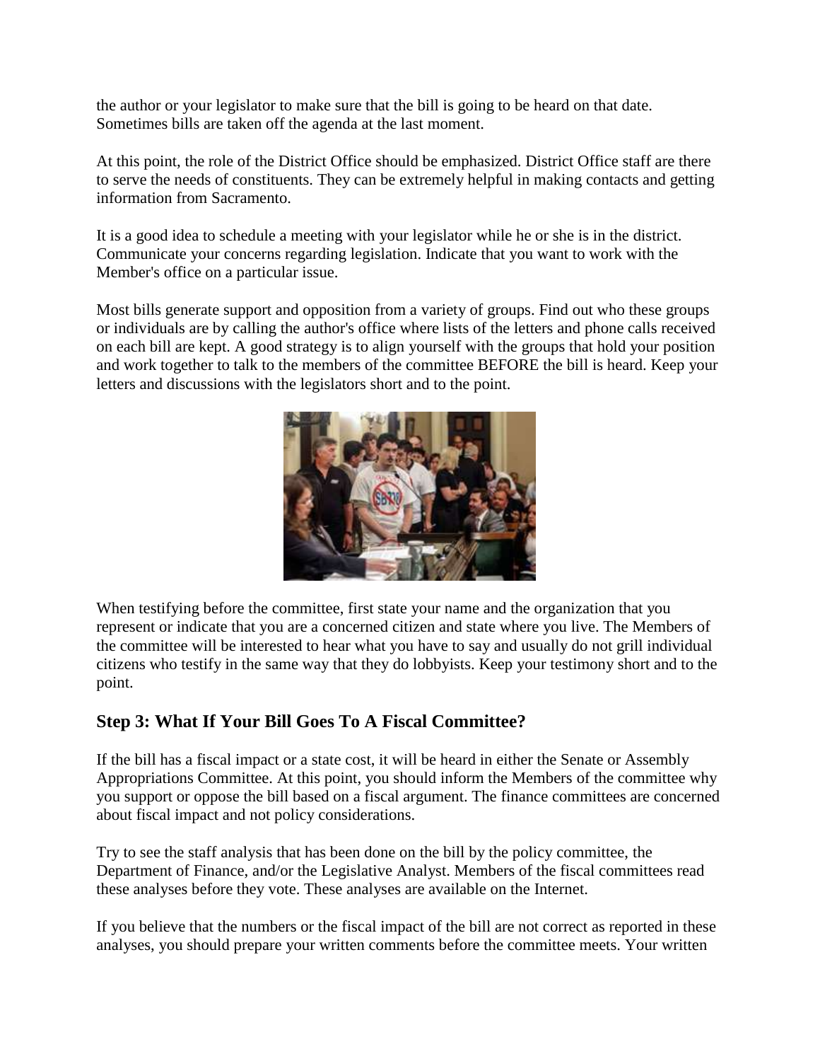the author or your legislator to make sure that the bill is going to be heard on that date. Sometimes bills are taken off the agenda at the last moment.

At this point, the role of the District Office should be emphasized. District Office staff are there to serve the needs of constituents. They can be extremely helpful in making contacts and getting information from Sacramento.

It is a good idea to schedule a meeting with your legislator while he or she is in the district. Communicate your concerns regarding legislation. Indicate that you want to work with the Member's office on a particular issue.

Most bills generate support and opposition from a variety of groups. Find out who these groups or individuals are by calling the author's office where lists of the letters and phone calls received on each bill are kept. A good strategy is to align yourself with the groups that hold your position and work together to talk to the members of the committee BEFORE the bill is heard. Keep your letters and discussions with the legislators short and to the point.

When testifying before the committee, first state your name and the organization that you represent or indicate that you are a concerned citizen and state where you live. The Members of the committee will be interested to hear what you have to say and usually do not grill individual citizens who testify in the same way that they do lobbyists. Keep your testimony short and to the point.

## Step 3: What If Your Bill Goes To A Fiscal Committee?

If the bill has a fiscal impact or a state cost, it will be heard in either the Senate or Assembly Appropriations Committee. At this point, you should inform the Members of the committee why you support or oppose the bill based on a fiscal argument. The finance committees are concerned about fiscal impact and not policy considerations.

Try to see the staff analysis that has been done on the bill by the policy committee, the Department of Finance, and/or the Legislative Analyst. Members of the fiscal committees read these analyses before they vote. These analyses are available on the Internet.

If you believe that the numbers or the fiscal impact of the bill are not correct as reported in these analyses, you should prepare your written comments before the committee meets. Your written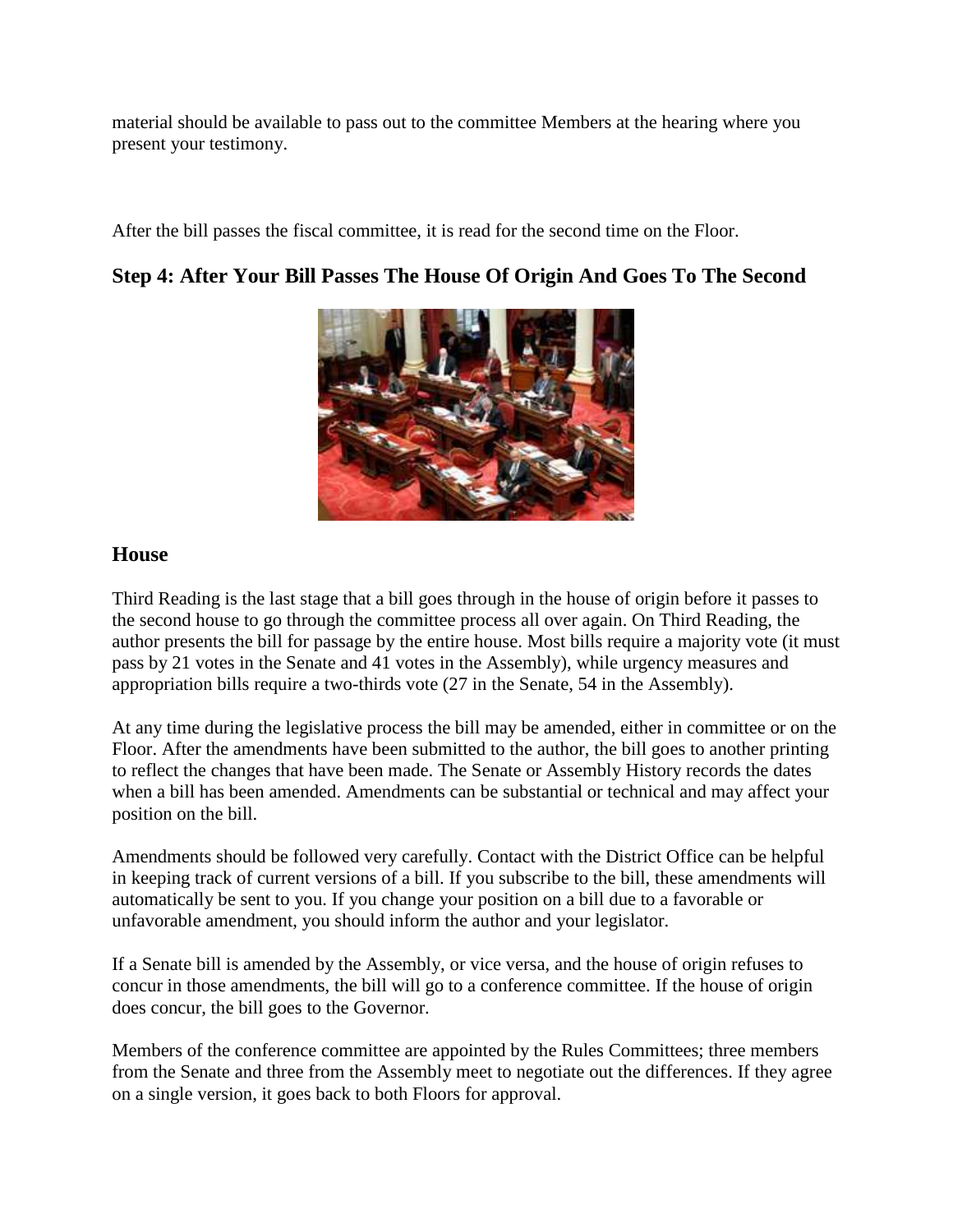material should be available to pass out to the committee Members at the hearing where you present your testimony.

After the bill passes the fiscal committee, it is read for the second time on the Floor.

### Step 4: After Your Bill Passes The House Of Origin And Goes To The Second House

Third Reading is the last stage that a bill goes through in the house of origin before it passes to the second house to go through the committee process all over again. On Third Reading, the author presents the bill for passage by the entire house. Most bills require a majority vote (it must pass by 21 votes in the Senate and 41 votes in the Assembly), while urgency measures and appropriation bills require a two-thirds vote (27 in the Senate, 54 in the Assembly).

At any time during the legislative process the bill may be amended, either in committee or on the Floor. After the amendments have been submitted to the author, the bill goes to another printing to reflect the changes that have been made. The Senate or Assembly History records the dates when a bill has been amended. Amendments can be substantial or technical and may affect your position on the bill.

Amendments should be followed very carefully. Contact with the District Office can be helpful in keeping track of current versions of a bill. If you subscribe to the bill, these amendments will automatically be sent to you. If you change your position on a bill due to a favorable or unfavorable amendment, you should inform the author and your legislator.

If a Senate bill is amended by the Assembly, or vice versa, and the house of origin refuses to concur in those amendments, the bill will go to a conference committee. If the house of origin does concur, the bill goes to the Governor.

Members of the conference committee are appointed by the Rules Committees; three members from the Senate and three from the Assembly meet to negotiate out the differences. If they agree on a single version, it goes back to both Floors for approval.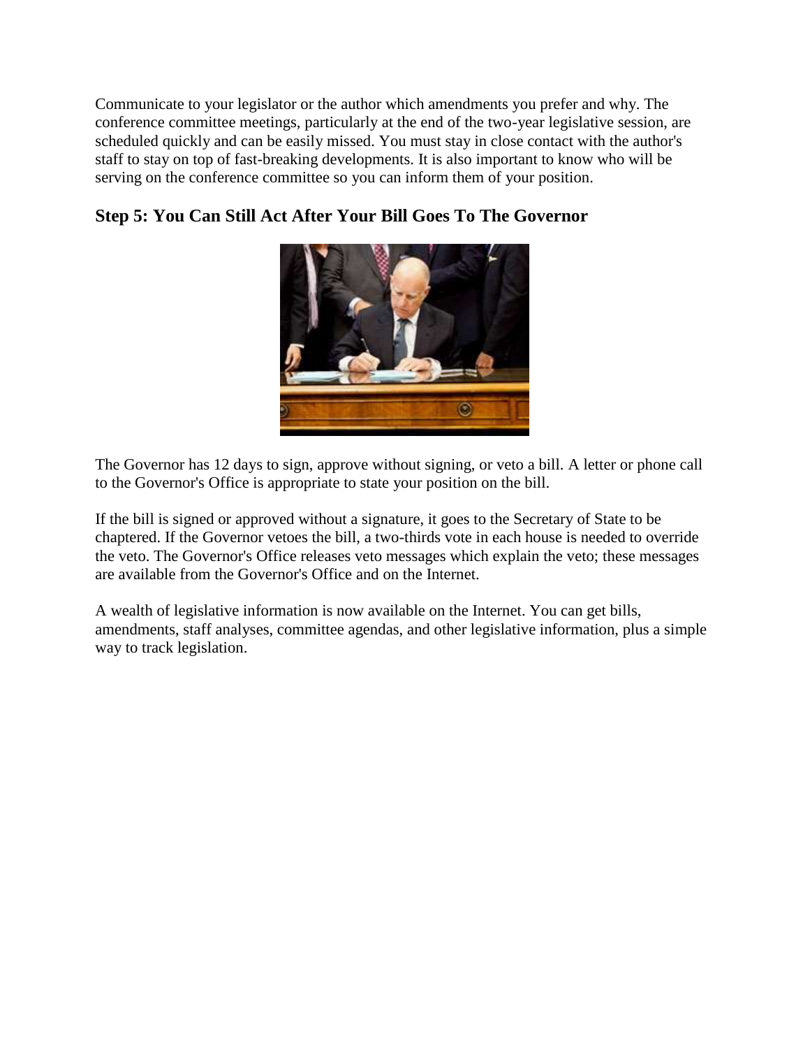Communicate to your legislator or the author which amendments you prefer and why. The conference committee meetings, particularly at the end of the two-year legislative session, are scheduled quickly and can be easily missed. You must stay in close contact with the author's staff to stay on top of fast-breaking developments. It is also important to know who will be serving on the conference committee so you can inform them of your position.

### Step 5: You Can Still Act After Your Bill Goes To The Governor

The Governor has 12 days to sign, approve without signing, or veto a bill. A letter or phone call to the Governor's Office is appropriate to state your position on the bill.

If the bill is signed or approved without a signature, it goes to the Secretary of State to be chaptered. If the Governor vetoes the bill, a two-thirds vote in each house is needed to override the veto. The Governor's Office releases veto messages which explain the veto; these messages are available from the Governor's Office and on the Internet.

A wealth of legislative information is now available on the Internet. You can get bills, amendments, staff analyses, committee agendas, and other legislative information, plus a simple way to track legislation.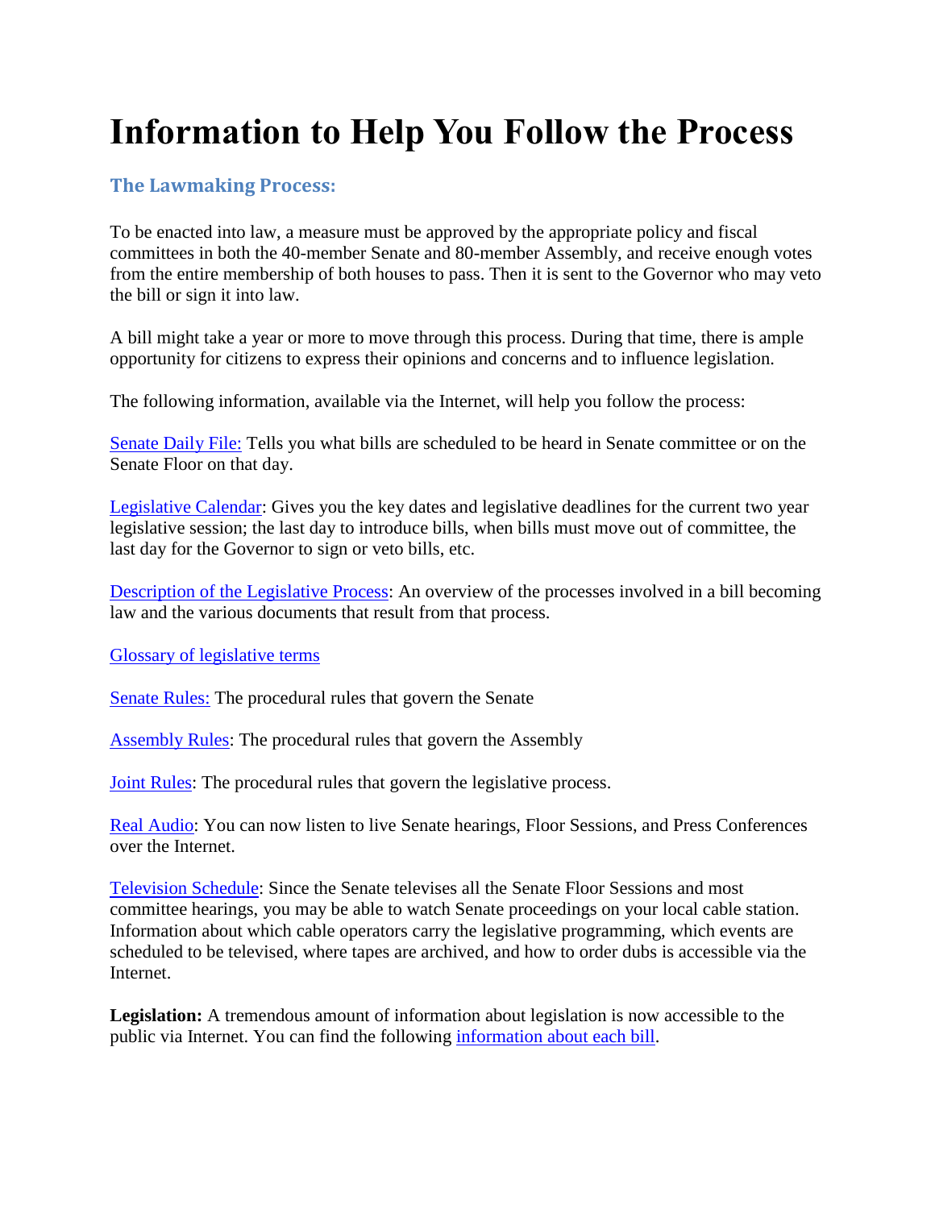# Information to Help You Follow the Process

## The Lawmaking Process:

To be enacted into law, a measure must be approved by the appropriate policy and fiscal committees in both the 40-member Senate and 80-member Assembly, and receive enough votes from the entire membership of both houses to pass. Then it is sent to the Governor who may veto the bill or sign it into law.

A bill might take a year or more to move through this process. During that time, there is ample opportunity for citizens to express their opinions and concerns and to influence legislation.

The following information, available via the Internet, will help you follow the process:

Senate Daily File: Tells you what bills are scheduled to be heard in Senate committee or on the Senate Floor on that day.

Legislative Calendar: Gives you the key dates and legislative deadlines for the current two year legislative session; the last day to introduce bills, when bills must move out of committee, the last day for the Governor to sign or veto bills, etc.

Description of the Legislative Process: An overview of the processes involved in a bill becoming law and the various documents that result from that process.

Glossary of legislative terms

Senate Rules: The procedural rules that govern the Senate

Assembly Rules: The procedural rules that govern the Assembly

Joint Rules: The procedural rules that govern the legislative process.

Real Audio: You can now listen to live Senate hearings, Floor Sessions, and Press Conferences over the Internet.

Television Schedule: Since the Senate televises all the Senate Floor Sessions and most committee hearings, you may be able to watch Senate proceedings on your local cable station. Information about which cable operators carry the legislative programming, which events are scheduled to be televised, where tapes are archived, and how to order dubs is accessible via the Internet.

**Legislation:** A tremendous amount of information about legislation is now accessible to the public via Internet. You can find the following information about each bill.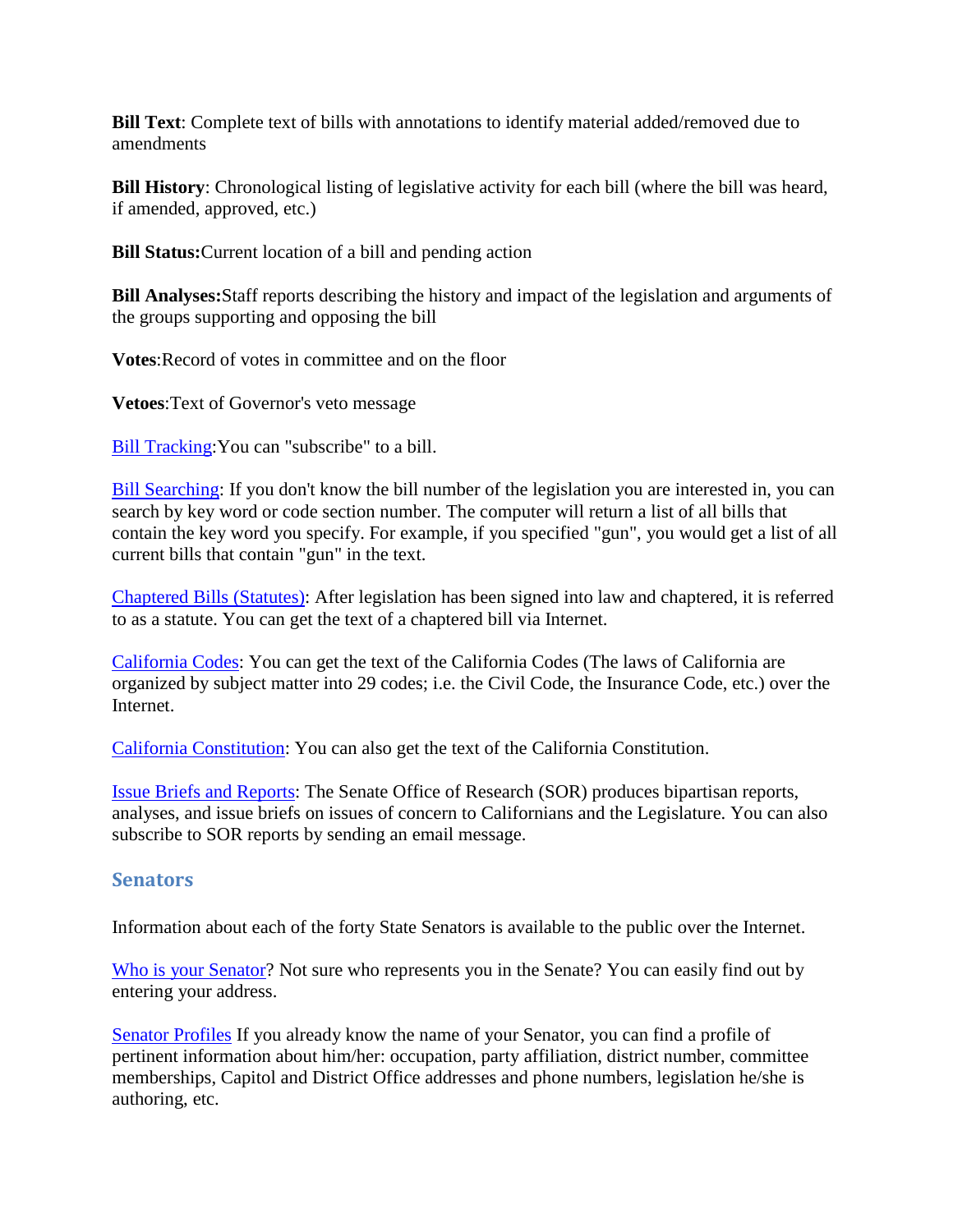**Bill Text**: Complete text of bills with annotations to identify material added/removed due to amendments

**Bill History**: Chronological listing of legislative activity for each bill (where the bill was heard, if amended, approved, etc.)

**Bill Status:**Current location of a bill and pending action

**Bill Analyses:**Staff reports describing the history and impact of the legislation and arguments of the groups supporting and opposing the bill

**Votes**:Record of votes in committee and on the floor

**Vetoes**:Text of Governor's veto message

Bill Tracking:You can "subscribe" to a bill.

Bill Searching: If you don't know the bill number of the legislation you are interested in, you can search by key word or code section number. The computer will return a list of all bills that contain the key word you specify. For example, if you specified "gun", you would get a list of all current bills that contain "gun" in the text.

Chaptered Bills (Statutes): After legislation has been signed into law and chaptered, it is referred to as a statute. You can get the text of a chaptered bill via Internet.

California Codes: You can get the text of the California Codes (The laws of California are organized by subject matter into 29 codes; i.e. the Civil Code, the Insurance Code, etc.) over the Internet.

California Constitution: You can also get the text of the California Constitution.

Issue Briefs and Reports: The Senate Office of Research (SOR) produces bipartisan reports, analyses, and issue briefs on issues of concern to Californians and the Legislature. You can also subscribe to SOR reports by sending an email message.

## Senators

Information about each of the forty State Senators is available to the public over the Internet.

Who is your Senator? Not sure who represents you in the Senate? You can easily find out by entering your address.

Senator Profiles If you already know the name of your Senator, you can find a profile of pertinent information about him/her: occupation, party affiliation, district number, committee memberships, Capitol and District Office addresses and phone numbers, legislation he/she is authoring, etc.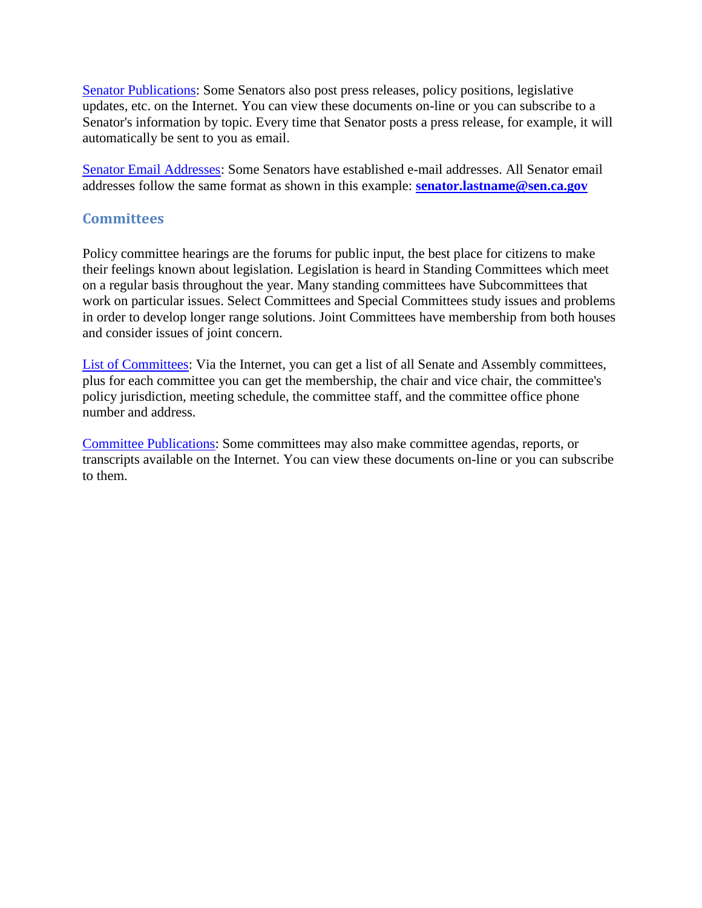Senator Publications: Some Senators also post press releases, policy positions, legislative updates, etc. on the Internet. You can view these documents on-line or you can subscribe to a Senator's information by topic. Every time that Senator posts a press release, for example, it will automatically be sent to you as email.

Senator Email Addresses: Some Senators have established e-mail addresses. All Senator email addresses follow the same format as shown in this example: **senator.lastname@sen.ca.gov**

## Committees

Policy committee hearings are the forums for public input, the best place for citizens to make their feelings known about legislation. Legislation is heard in Standing Committees which meet on a regular basis throughout the year. Many standing committees have Subcommittees that work on particular issues. Select Committees and Special Committees study issues and problems in order to develop longer range solutions. Joint Committees have membership from both houses and consider issues of joint concern.

List of Committees: Via the Internet, you can get a list of all Senate and Assembly committees, plus for each committee you can get the membership, the chair and vice chair, the committee's policy jurisdiction, meeting schedule, the committee staff, and the committee office phone number and address.

Committee Publications: Some committees may also make committee agendas, reports, or transcripts available on the Internet. You can view these documents on-line or you can subscribe to them.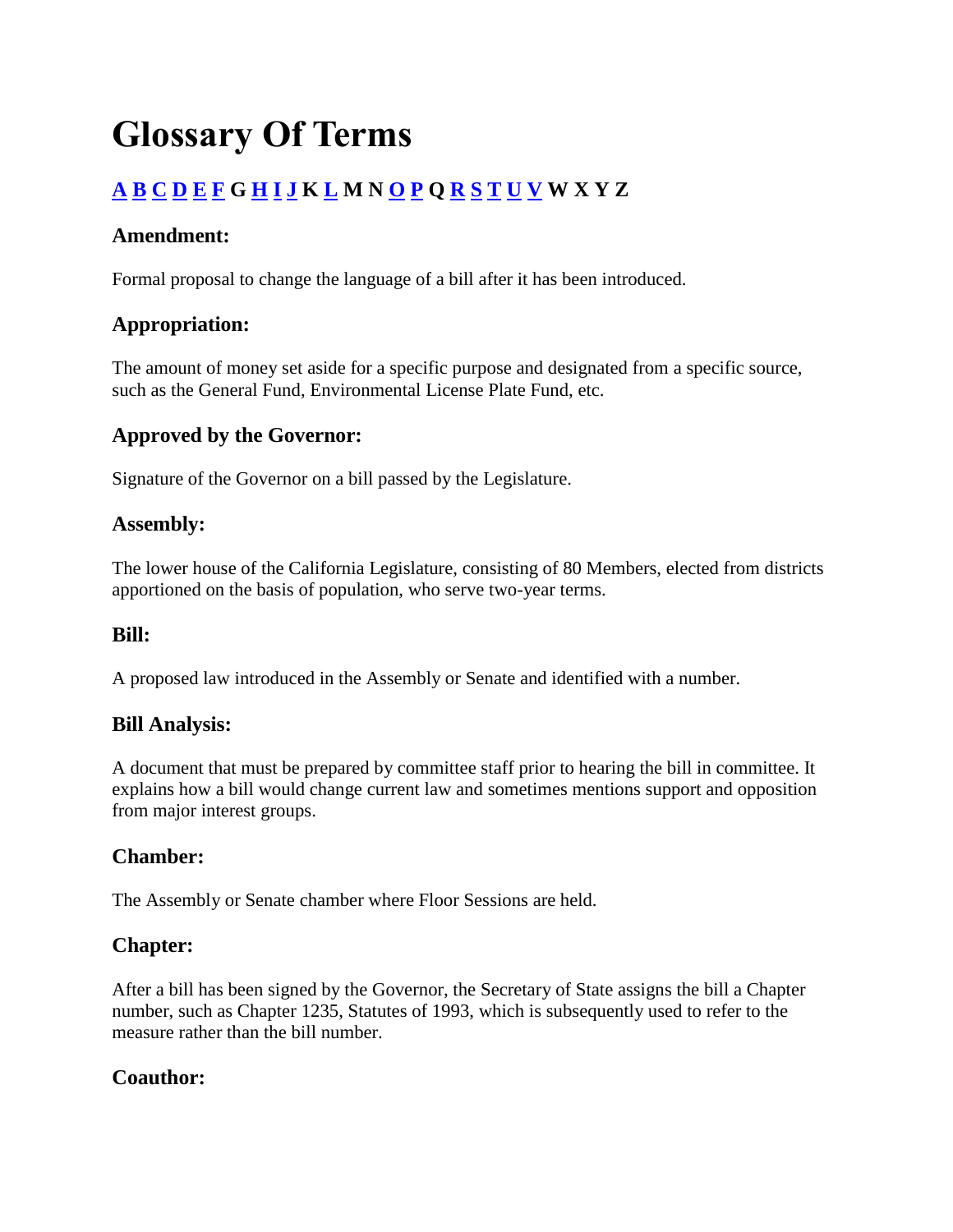# Glossary Of Terms

**A B C D E F G H I J K L M N O P Q R S T U V W X Y Z**

### Amendment:

Formal proposal to change the language of a bill after it has been introduced.

### Appropriation:

The amount of money set aside for a specific purpose and designated from a specific source, such as the General Fund, Environmental License Plate Fund, etc.

### Approved by the Governor:

Signature of the Governor on a bill passed by the Legislature.

### Assembly:

The lower house of the California Legislature, consisting of 80 Members, elected from districts apportioned on the basis of population, who serve two-year terms.

### Bill:

A proposed law introduced in the Assembly or Senate and identified with a number.

### Bill Analysis:

A document that must be prepared by committee staff prior to hearing the bill in committee. It explains how a bill would change current law and sometimes mentions support and opposition from major interest groups.

### Chamber:

The Assembly or Senate chamber where Floor Sessions are held.

### Chapter:

After a bill has been signed by the Governor, the Secretary of State assigns the bill a Chapter number, such as Chapter 1235, Statutes of 1993, which is subsequently used to refer to the measure rather than the bill number.

### Coauthor: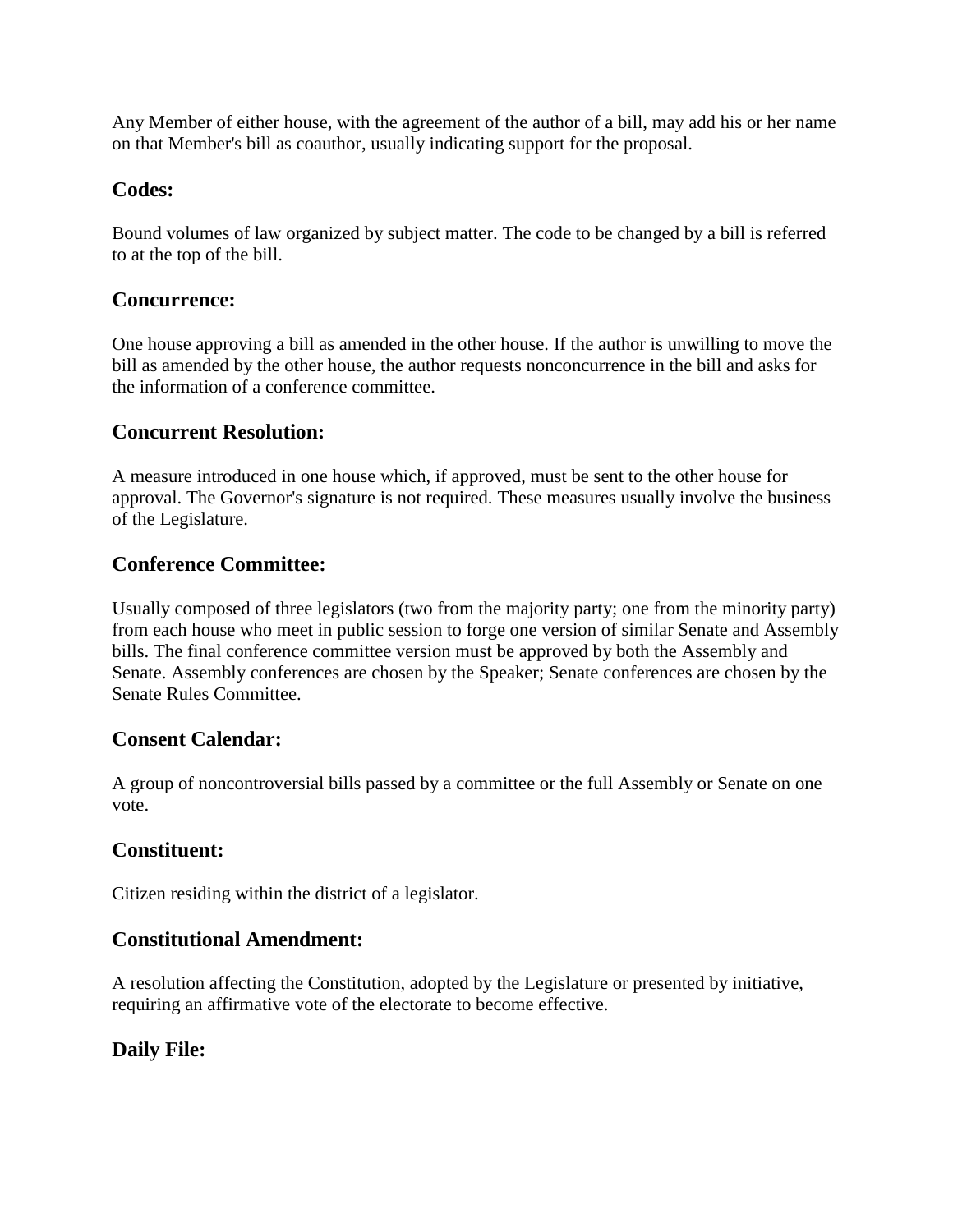Any Member of either house, with the agreement of the author of a bill, may add his or her name on that Member's bill as coauthor, usually indicating support for the proposal.

### Codes:

Bound volumes of law organized by subject matter. The code to be changed by a bill is referred to at the top of the bill.

### Concurrence:

One house approving a bill as amended in the other house. If the author is unwilling to move the bill as amended by the other house, the author requests nonconcurrence in the bill and asks for the information of a conference committee.

### Concurrent Resolution:

A measure introduced in one house which, if approved, must be sent to the other house for approval. The Governor's signature is not required. These measures usually involve the business of the Legislature.

### Conference Committee:

Usually composed of three legislators (two from the majority party; one from the minority party) from each house who meet in public session to forge one version of similar Senate and Assembly bills. The final conference committee version must be approved by both the Assembly and Senate. Assembly conferences are chosen by the Speaker; Senate conferences are chosen by the Senate Rules Committee.

### Consent Calendar:

A group of noncontroversial bills passed by a committee or the full Assembly or Senate on one vote.

### Constituent:

Citizen residing within the district of a legislator.

### Constitutional Amendment:

A resolution affecting the Constitution, adopted by the Legislature or presented by initiative, requiring an affirmative vote of the electorate to become effective.

### Daily File: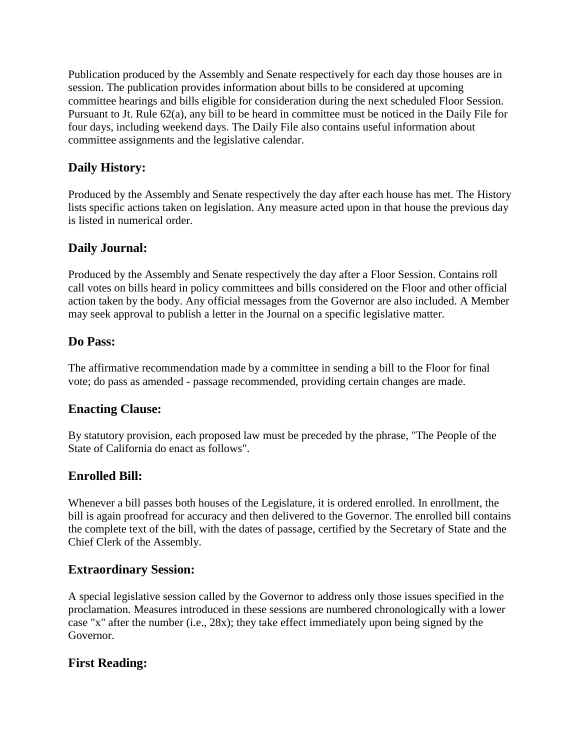Publication produced by the Assembly and Senate respectively for each day those houses are in session. The publication provides information about bills to be considered at upcoming committee hearings and bills eligible for consideration during the next scheduled Floor Session. Pursuant to Jt. Rule 62(a), any bill to be heard in committee must be noticed in the Daily File for four days, including weekend days. The Daily File also contains useful information about committee assignments and the legislative calendar.

## Daily History:

Produced by the Assembly and Senate respectively the day after each house has met. The History lists specific actions taken on legislation. Any measure acted upon in that house the previous day is listed in numerical order.

## Daily Journal:

Produced by the Assembly and Senate respectively the day after a Floor Session. Contains roll call votes on bills heard in policy committees and bills considered on the Floor and other official action taken by the body. Any official messages from the Governor are also included. A Member may seek approval to publish a letter in the Journal on a specific legislative matter.

## Do Pass:

The affirmative recommendation made by a committee in sending a bill to the Floor for final vote; do pass as amended - passage recommended, providing certain changes are made.

## Enacting Clause:

By statutory provision, each proposed law must be preceded by the phrase, "The People of the State of California do enact as follows".

## Enrolled Bill:

Whenever a bill passes both houses of the Legislature, it is ordered enrolled. In enrollment, the bill is again proofread for accuracy and then delivered to the Governor. The enrolled bill contains the complete text of the bill, with the dates of passage, certified by the Secretary of State and the Chief Clerk of the Assembly.

## Extraordinary Session:

A special legislative session called by the Governor to address only those issues specified in the proclamation. Measures introduced in these sessions are numbered chronologically with a lower case "x" after the number (i.e., 28x); they take effect immediately upon being signed by the Governor.

## First Reading: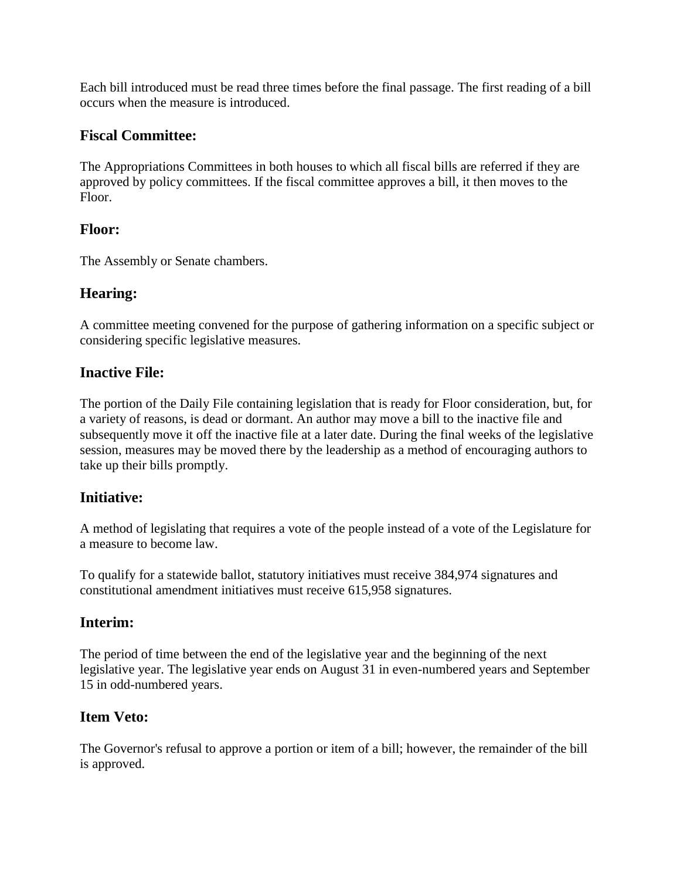Each bill introduced must be read three times before the final passage. The first reading of a bill occurs when the measure is introduced.

### Fiscal Committee:

The Appropriations Committees in both houses to which all fiscal bills are referred if they are approved by policy committees. If the fiscal committee approves a bill, it then moves to the Floor.

### Floor:

The Assembly or Senate chambers.

### Hearing:

A committee meeting convened for the purpose of gathering information on a specific subject or considering specific legislative measures.

### Inactive File:

The portion of the Daily File containing legislation that is ready for Floor consideration, but, for a variety of reasons, is dead or dormant. An author may move a bill to the inactive file and subsequently move it off the inactive file at a later date. During the final weeks of the legislative session, measures may be moved there by the leadership as a method of encouraging authors to take up their bills promptly.

### Initiative:

A method of legislating that requires a vote of the people instead of a vote of the Legislature for a measure to become law.

To qualify for a statewide ballot, statutory initiatives must receive 384,974 signatures and constitutional amendment initiatives must receive 615,958 signatures.

### Interim:

The period of time between the end of the legislative year and the beginning of the next legislative year. The legislative year ends on August 31 in even-numbered years and September 15 in odd-numbered years.

### Item Veto:

The Governor's refusal to approve a portion or item of a bill; however, the remainder of the bill is approved.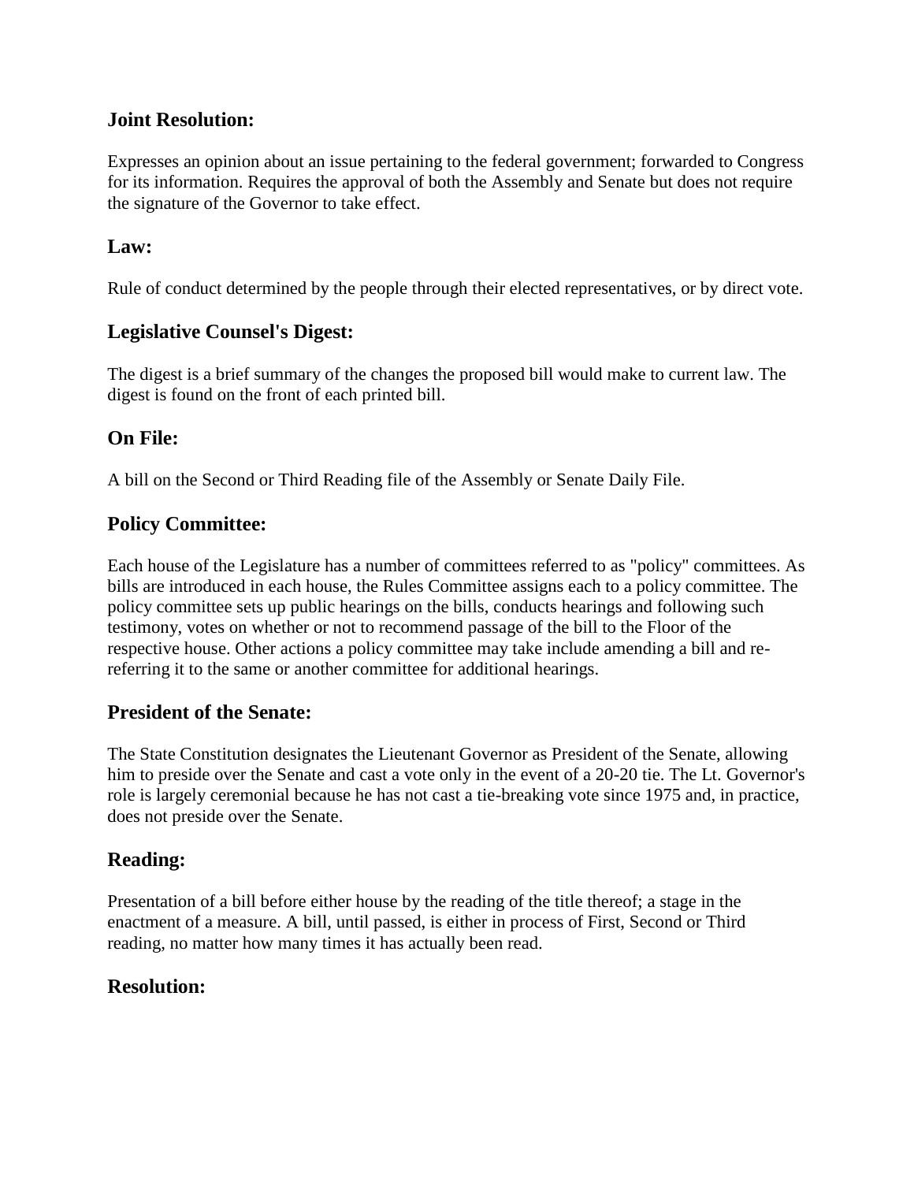### Joint Resolution:

Expresses an opinion about an issue pertaining to the federal government; forwarded to Congress for its information. Requires the approval of both the Assembly and Senate but does not require the signature of the Governor to take effect.

### Law:

Rule of conduct determined by the people through their elected representatives, or by direct vote.

### Legislative Counsel's Digest:

The digest is a brief summary of the changes the proposed bill would make to current law. The digest is found on the front of each printed bill.

### On File:

A bill on the Second or Third Reading file of the Assembly or Senate Daily File.

### Policy Committee:

Each house of the Legislature has a number of committees referred to as "policy" committees. As bills are introduced in each house, the Rules Committee assigns each to a policy committee. The policy committee sets up public hearings on the bills, conducts hearings and following such testimony, votes on whether or not to recommend passage of the bill to the Floor of the respective house. Other actions a policy committee may take include amending a bill and re-referring it to the same or another committee for additional hearings.

### President of the Senate:

The State Constitution designates the Lieutenant Governor as President of the Senate, allowing him to preside over the Senate and cast a vote only in the event of a 20-20 tie. The Lt. Governor's role is largely ceremonial because he has not cast a tie-breaking vote since 1975 and, in practice, does not preside over the Senate.

### Reading:

Presentation of a bill before either house by the reading of the title thereof; a stage in the enactment of a measure. A bill, until passed, is either in process of First, Second or Third reading, no matter how many times it has actually been read.

### Resolution: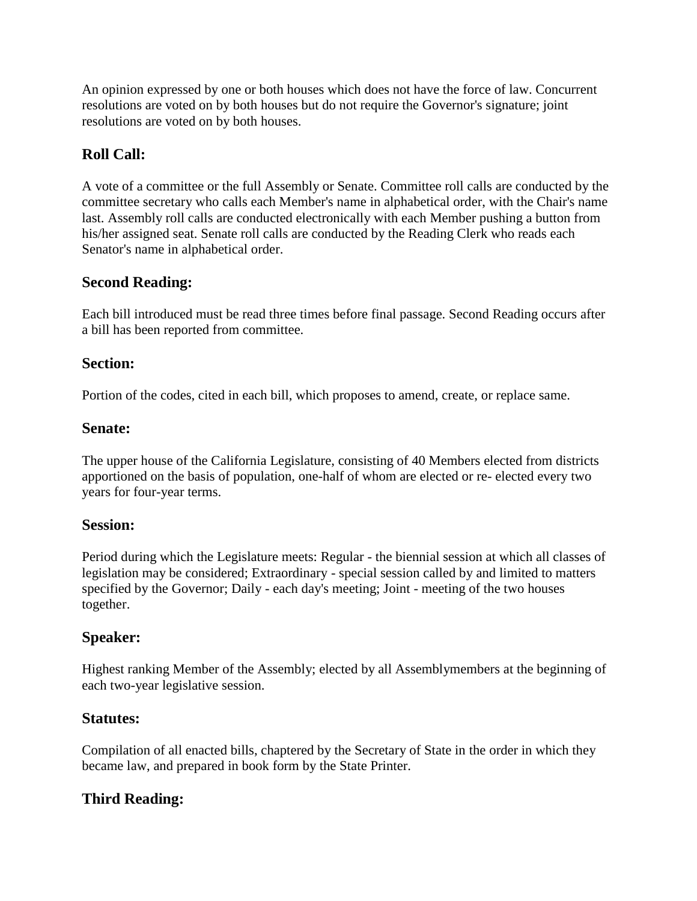An opinion expressed by one or both houses which does not have the force of law. Concurrent resolutions are voted on by both houses but do not require the Governor's signature; joint resolutions are voted on by both houses.

## Roll Call:

A vote of a committee or the full Assembly or Senate. Committee roll calls are conducted by the committee secretary who calls each Member's name in alphabetical order, with the Chair's name last. Assembly roll calls are conducted electronically with each Member pushing a button from his/her assigned seat. Senate roll calls are conducted by the Reading Clerk who reads each Senator's name in alphabetical order.

## Second Reading:

Each bill introduced must be read three times before final passage. Second Reading occurs after a bill has been reported from committee.

### Section:

Portion of the codes, cited in each bill, which proposes to amend, create, or replace same.

### Senate:

The upper house of the California Legislature, consisting of 40 Members elected from districts apportioned on the basis of population, one-half of whom are elected or re- elected every two years for four-year terms.

### Session:

Period during which the Legislature meets: Regular - the biennial session at which all classes of legislation may be considered; Extraordinary - special session called by and limited to matters specified by the Governor; Daily - each day's meeting; Joint - meeting of the two houses together.

## Speaker:

Highest ranking Member of the Assembly; elected by all Assemblymembers at the beginning of each two-year legislative session.

## Statutes:

Compilation of all enacted bills, chaptered by the Secretary of State in the order in which they became law, and prepared in book form by the State Printer.

## Third Reading: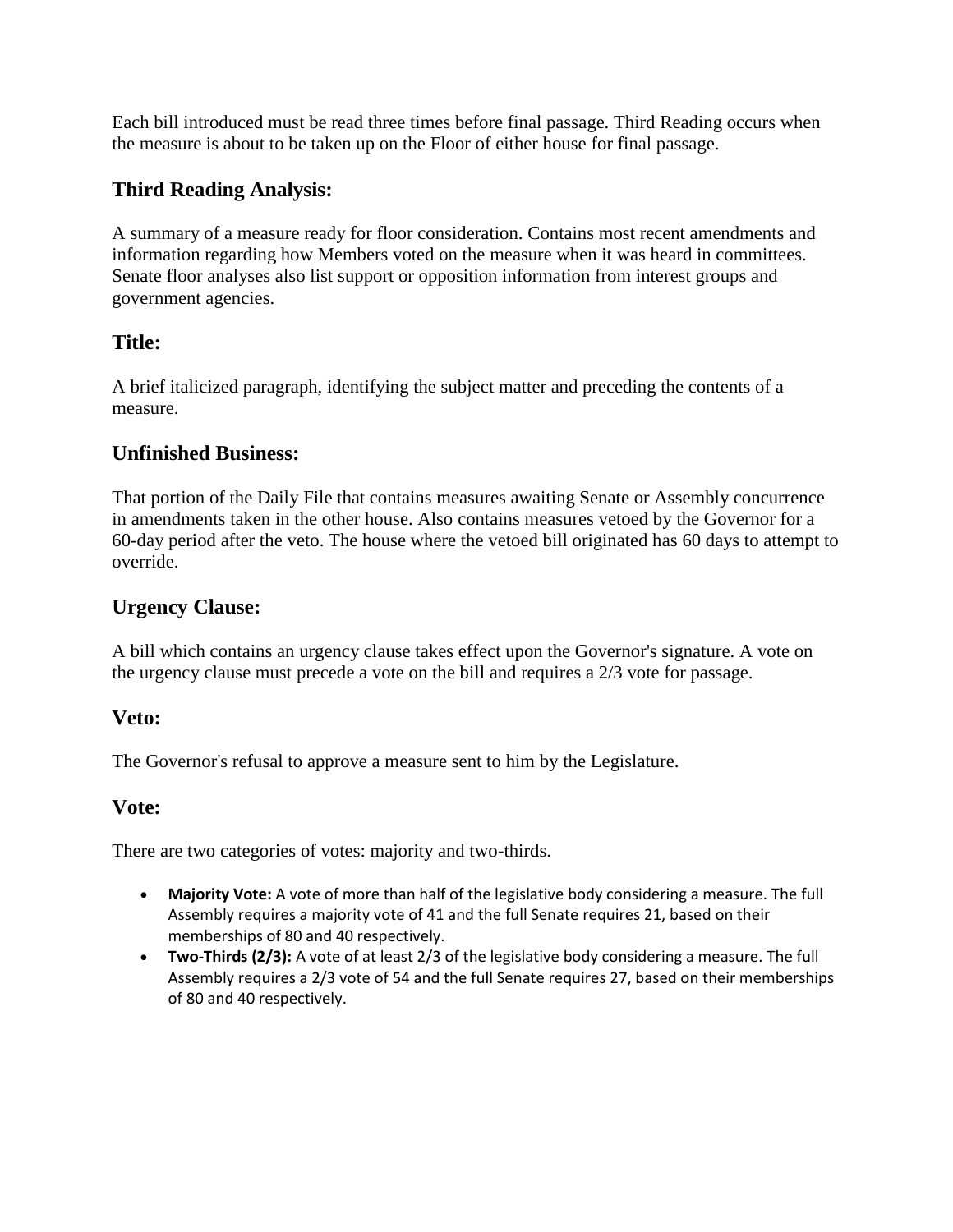Each bill introduced must be read three times before final passage. Third Reading occurs when the measure is about to be taken up on the Floor of either house for final passage.

## Third Reading Analysis:

A summary of a measure ready for floor consideration. Contains most recent amendments and information regarding how Members voted on the measure when it was heard in committees. Senate floor analyses also list support or opposition information from interest groups and government agencies.

## Title:

A brief italicized paragraph, identifying the subject matter and preceding the contents of a measure.

## Unfinished Business:

That portion of the Daily File that contains measures awaiting Senate or Assembly concurrence in amendments taken in the other house. Also contains measures vetoed by the Governor for a 60-day period after the veto. The house where the vetoed bill originated has 60 days to attempt to override.

## Urgency Clause:

A bill which contains an urgency clause takes effect upon the Governor's signature. A vote on the urgency clause must precede a vote on the bill and requires a 2/3 vote for passage.

## Veto:

The Governor's refusal to approve a measure sent to him by the Legislature.

## Vote:

There are two categories of votes: majority and two-thirds.

- **Majority Vote:** A vote of more than half of the legislative body considering a measure. The full Assembly requires a majority vote of 41 and the full Senate requires 21, based on their memberships of 80 and 40 respectively.
- **Two-Thirds (2/3):** A vote of at least 2/3 of the legislative body considering a measure. The full Assembly requires a 2/3 vote of 54 and the full Senate requires 27, based on their memberships of 80 and 40 respectively.